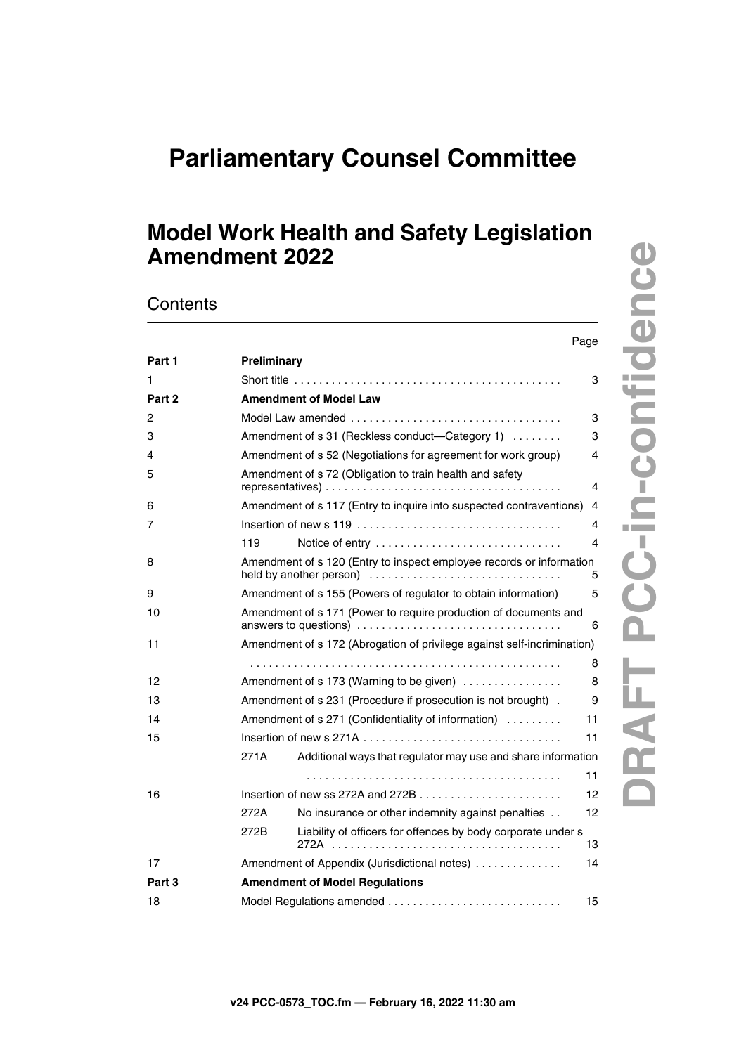# Parliamentary Counsel Committee

## Model Work Health and Safety Legislation Amendment 2022

### Contents

| | | | Page |
|---|---|---|---|
| **Part 1** | **Preliminary** | | |
| 1 | Short title | | 3 |
| **Part 2** | **Amendment of Model Law** | | |
| 2 | Model Law amended | | 3 |
| 3 | Amendment of s 31 (Reckless conduct—Category 1) | | 3 |
| 4 | Amendment of s 52 (Negotiations for agreement for work group) | | 4 |
| 5 | Amendment of s 72 (Obligation to train health and safety representatives) | | 4 |
| 6 | Amendment of s 117 (Entry to inquire into suspected contraventions) | | 4 |
| 7 | Insertion of new s 119 | | 4 |
| | 119 | Notice of entry | 4 |
| 8 | Amendment of s 120 (Entry to inspect employee records or information held by another person) | | 5 |
| 9 | Amendment of s 155 (Powers of regulator to obtain information) | | 5 |
| 10 | Amendment of s 171 (Power to require production of documents and answers to questions) | | 6 |
| 11 | Amendment of s 172 (Abrogation of privilege against self-incrimination) | | 8 |
| 12 | Amendment of s 173 (Warning to be given) | | 8 |
| 13 | Amendment of s 231 (Procedure if prosecution is not brought) | | 9 |
| 14 | Amendment of s 271 (Confidentiality of information) | | 11 |
| 15 | Insertion of new s 271A | | 11 |
| | 271A | Additional ways that regulator may use and share information | 11 |
| 16 | Insertion of new ss 272A and 272B | | 12 |
| | 272A | No insurance or other indemnity against penalties | 12 |
| | 272B | Liability of officers for offences by body corporate under s 272A | 13 |
| 17 | Amendment of Appendix (Jurisdictional notes) | | 14 |
| **Part 3** | **Amendment of Model Regulations** | | |
| 18 | Model Regulations amended | | 15 |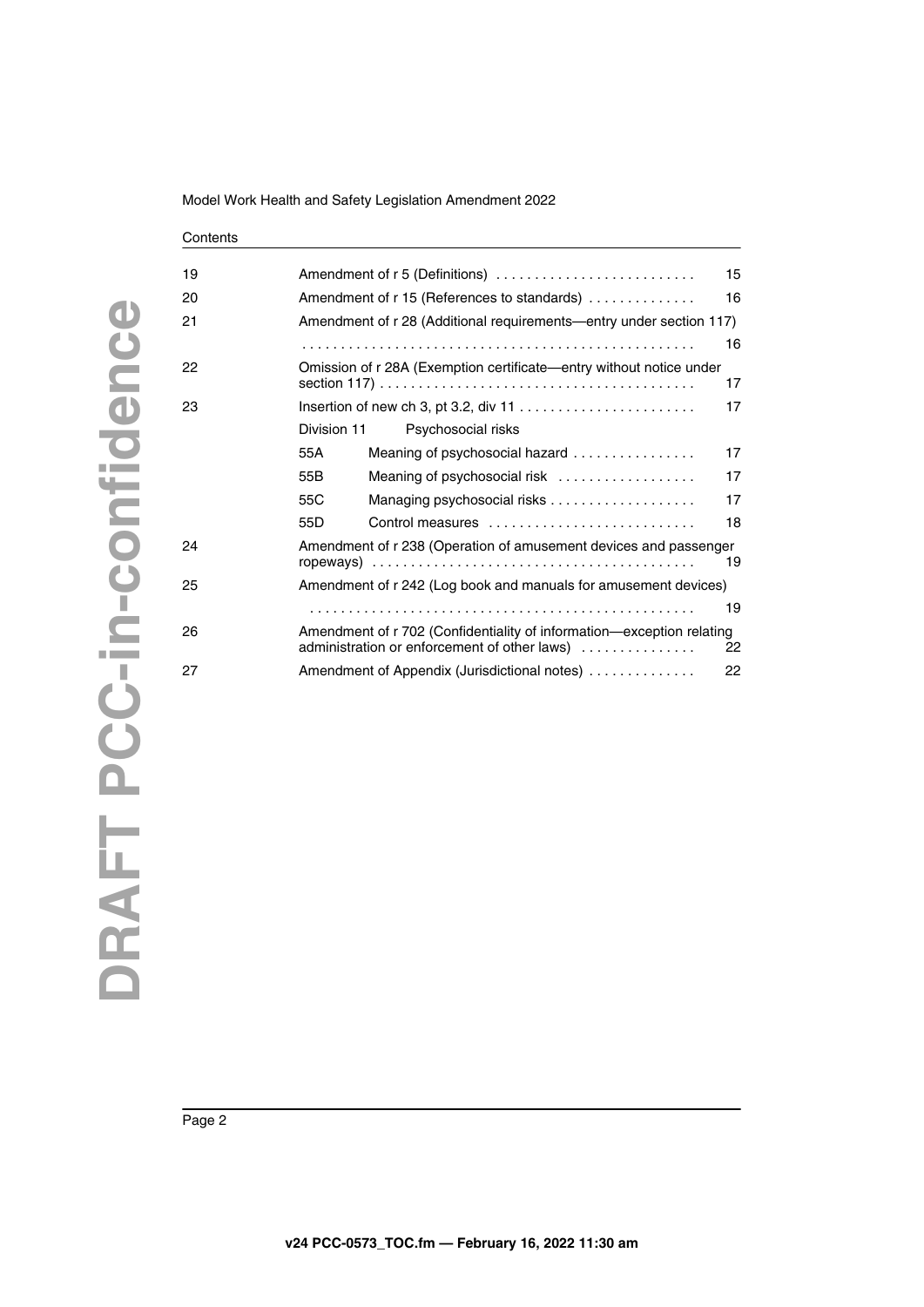Contents

| | | |
|---|---|---|
| 19 | Amendment of r 5 (Definitions) | 15 |
| 20 | Amendment of r 15 (References to standards) | 16 |
| 21 | Amendment of r 28 (Additional requirements—entry under section 117) | 16 |
| 22 | Omission of r 28A (Exemption certificate—entry without notice under section 117) | 17 |
| 23 | Insertion of new ch 3, pt 3.2, div 11 | 17 |
| | Division 11 Psychosocial risks | |
| | 55A Meaning of psychosocial hazard | 17 |
| | 55B Meaning of psychosocial risk | 17 |
| | 55C Managing psychosocial risks | 17 |
| | 55D Control measures | 18 |
| 24 | Amendment of r 238 (Operation of amusement devices and passenger ropeways) | 19 |
| 25 | Amendment of r 242 (Log book and manuals for amusement devices) | 19 |
| 26 | Amendment of r 702 (Confidentiality of information—exception relating administration or enforcement of other laws) | 22 |
| 27 | Amendment of Appendix (Jurisdictional notes) | 22 |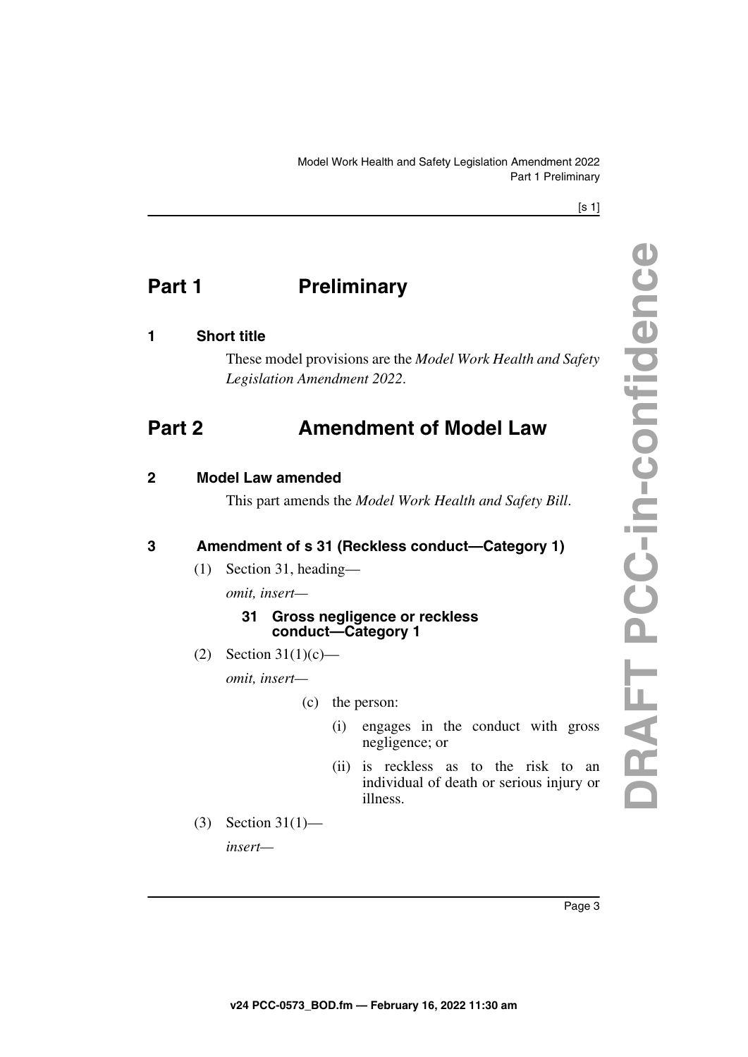# Part 1 Preliminary

## 1 Short title

These model provisions are the *Model Work Health and Safety Legislation Amendment 2022*.

# Part 2 Amendment of Model Law

## 2 Model Law amended

This part amends the *Model Work Health and Safety Bill*.

## 3 Amendment of s 31 (Reckless conduct—Category 1)

(1) Section 31, heading—

*omit, insert—*

**31 Gross negligence or reckless conduct—Category 1**

(2) Section 31(1)(c)—

*omit, insert—*

(c) the person:

(i) engages in the conduct with gross negligence; or

(ii) is reckless as to the risk to an individual of death or serious injury or illness.

(3) Section 31(1)—

*insert—*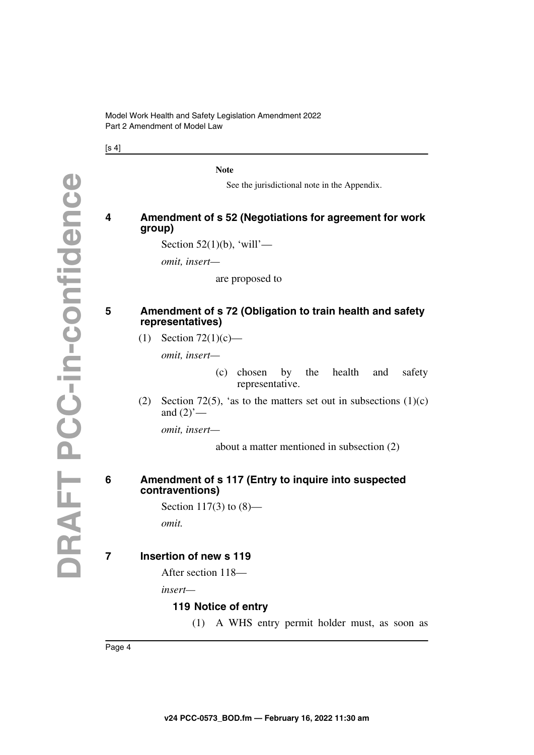**Note**

See the jurisdictional note in the Appendix.

### 4 Amendment of s 52 (Negotiations for agreement for work group)

Section 52(1)(b), 'will'—

*omit, insert—*

are proposed to

### 5 Amendment of s 72 (Obligation to train health and safety representatives)

(1) Section 72(1)(c)—

*omit, insert—*

(c) chosen by the health and safety representative.

(2) Section 72(5), 'as to the matters set out in subsections (1)(c) and (2)'—

*omit, insert—*

about a matter mentioned in subsection (2)

### 6 Amendment of s 117 (Entry to inquire into suspected contraventions)

Section 117(3) to (8)—

*omit.*

### 7 Insertion of new s 119

After section 118—

*insert—*

**119 Notice of entry**

(1) A WHS entry permit holder must, as soon as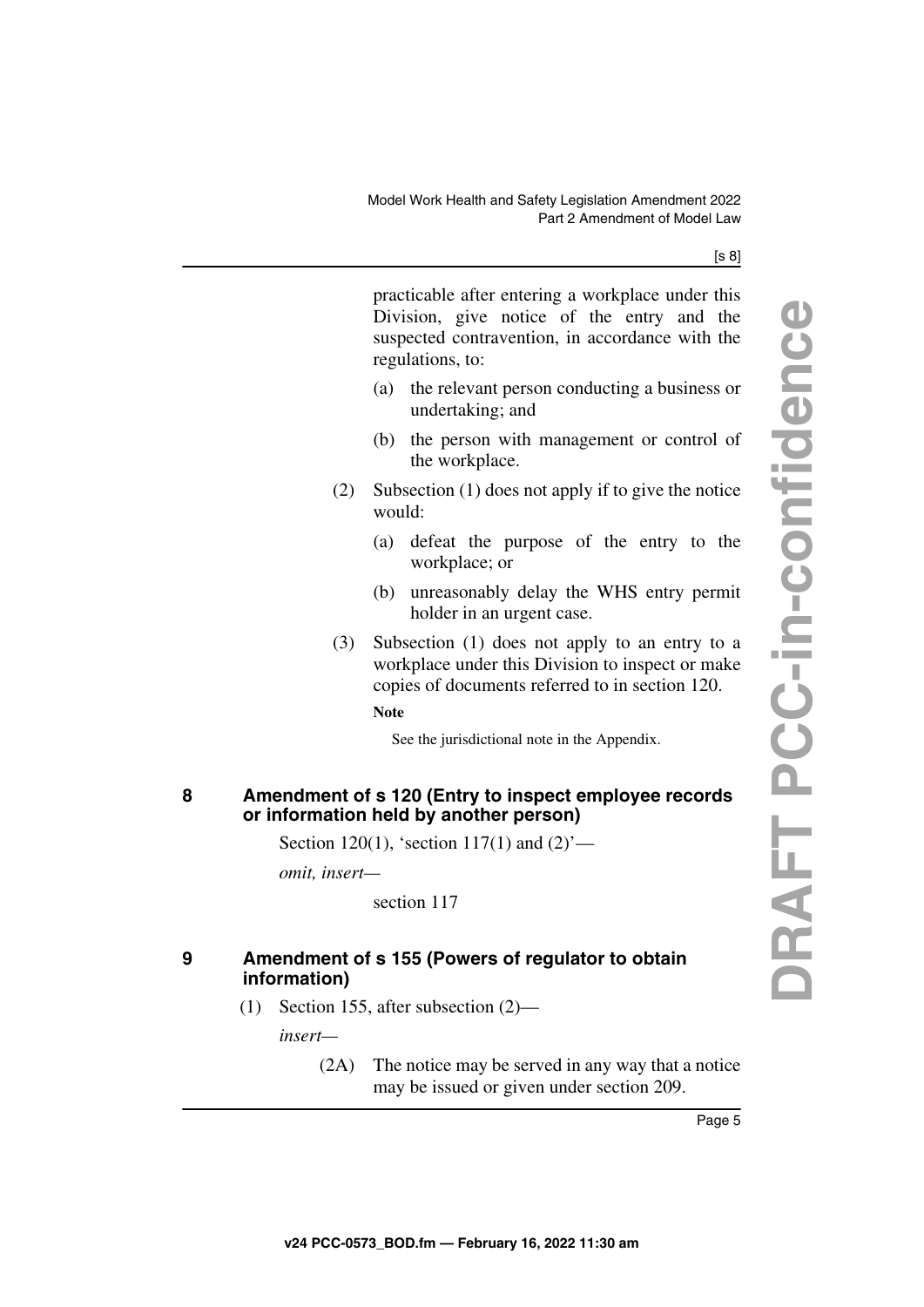practicable after entering a workplace under this Division, give notice of the entry and the suspected contravention, in accordance with the regulations, to:

(a) the relevant person conducting a business or undertaking; and

(b) the person with management or control of the workplace.

(2) Subsection (1) does not apply if to give the notice would:

(a) defeat the purpose of the entry to the workplace; or

(b) unreasonably delay the WHS entry permit holder in an urgent case.

(3) Subsection (1) does not apply to an entry to a workplace under this Division to inspect or make copies of documents referred to in section 120.

**Note**

See the jurisdictional note in the Appendix.

## 8 Amendment of s 120 (Entry to inspect employee records or information held by another person)

Section 120(1), 'section 117(1) and (2)'—

*omit, insert—*

section 117

## 9 Amendment of s 155 (Powers of regulator to obtain information)

(1) Section 155, after subsection (2)—

*insert—*

(2A) The notice may be served in any way that a notice may be issued or given under section 209.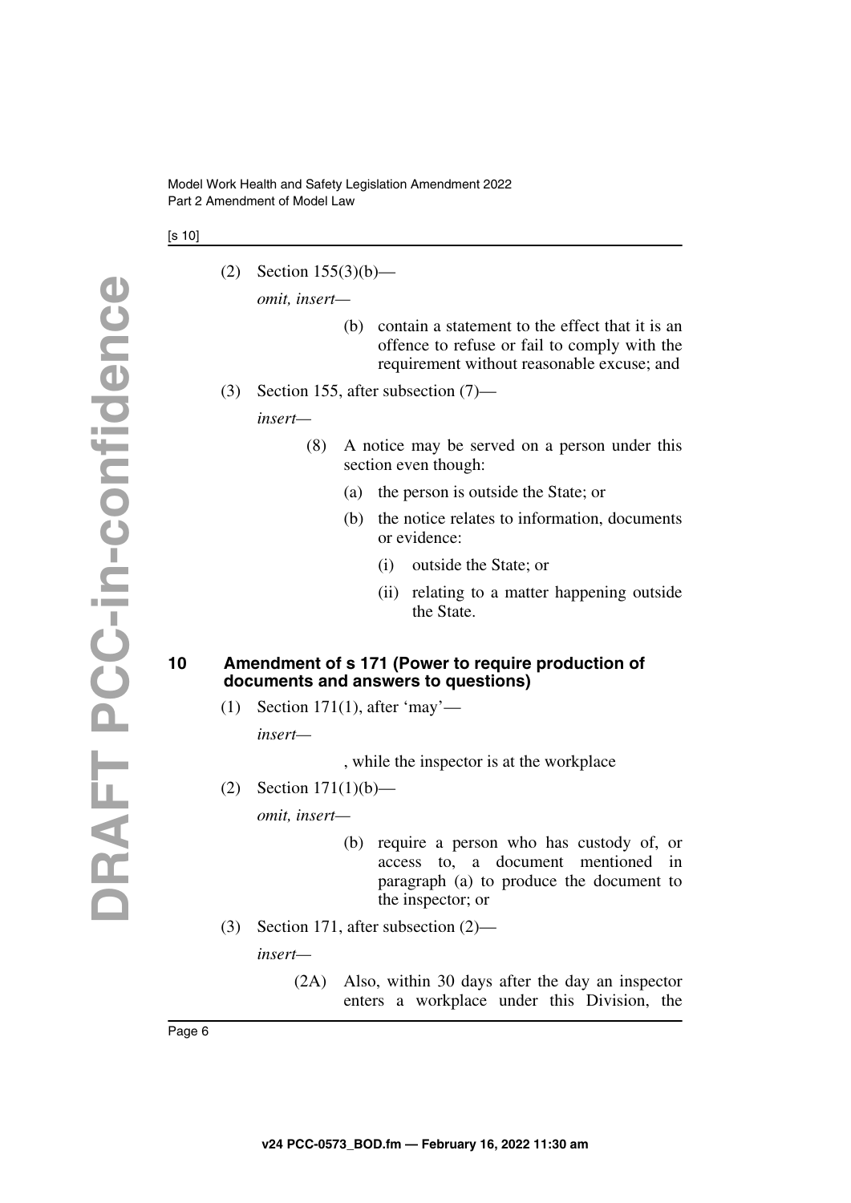(2) Section 155(3)(b)—

*omit, insert—*

> (b) contain a statement to the effect that it is an offence to refuse or fail to comply with the requirement without reasonable excuse; and

(3) Section 155, after subsection (7)—

*insert—*

> (8) A notice may be served on a person under this section even though:
>
> (a) the person is outside the State; or
>
> (b) the notice relates to information, documents or evidence:
>
> (i) outside the State; or
>
> (ii) relating to a matter happening outside the State.

### 10 Amendment of s 171 (Power to require production of documents and answers to questions)

(1) Section 171(1), after 'may'—

*insert—*

> , while the inspector is at the workplace

(2) Section 171(1)(b)—

*omit, insert—*

> (b) require a person who has custody of, or access to, a document mentioned in paragraph (a) to produce the document to the inspector; or

(3) Section 171, after subsection (2)—

*insert—*

> (2A) Also, within 30 days after the day an inspector enters a workplace under this Division, the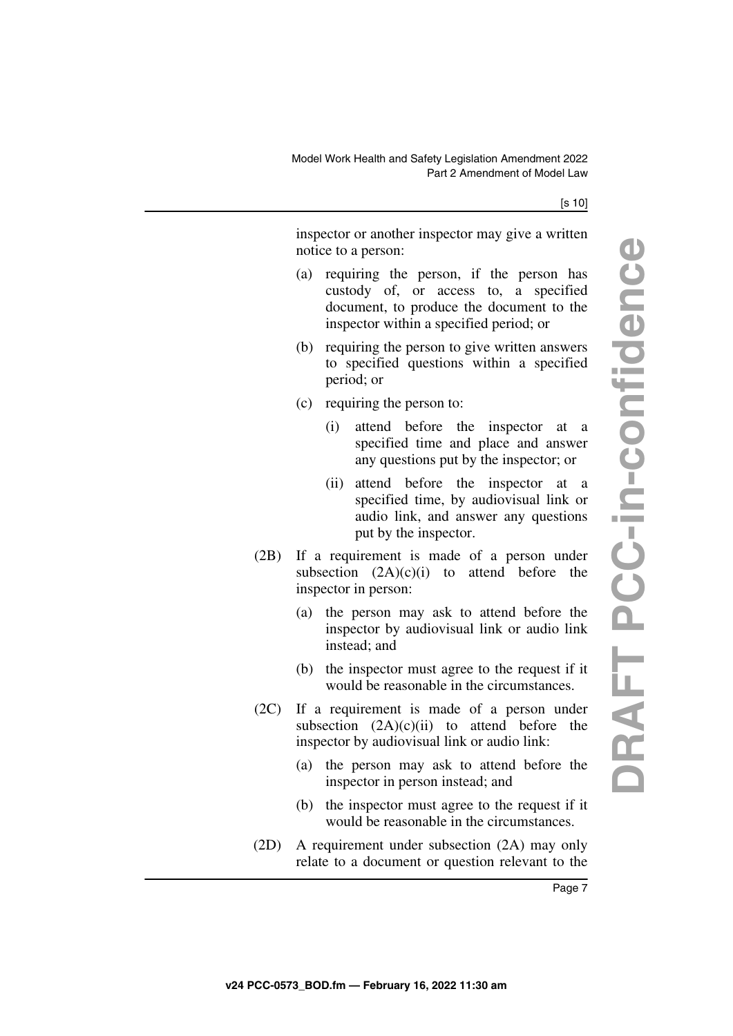inspector or another inspector may give a written notice to a person:

(a) requiring the person, if the person has custody of, or access to, a specified document, to produce the document to the inspector within a specified period; or

(b) requiring the person to give written answers to specified questions within a specified period; or

(c) requiring the person to:

(i) attend before the inspector at a specified time and place and answer any questions put by the inspector; or

(ii) attend before the inspector at a specified time, by audiovisual link or audio link, and answer any questions put by the inspector.

(2B) If a requirement is made of a person under subsection (2A)(c)(i) to attend before the inspector in person:

(a) the person may ask to attend before the inspector by audiovisual link or audio link instead; and

(b) the inspector must agree to the request if it would be reasonable in the circumstances.

(2C) If a requirement is made of a person under subsection (2A)(c)(ii) to attend before the inspector by audiovisual link or audio link:

(a) the person may ask to attend before the inspector in person instead; and

(b) the inspector must agree to the request if it would be reasonable in the circumstances.

(2D) A requirement under subsection (2A) may only relate to a document or question relevant to the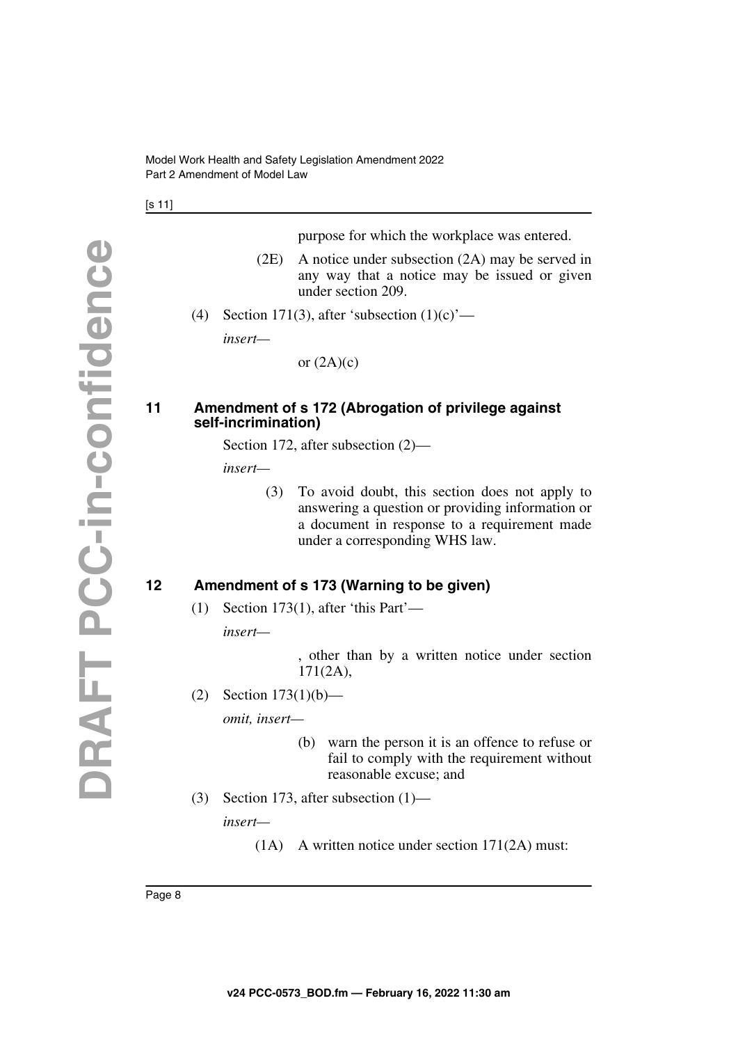purpose for which the workplace was entered.

(2E) A notice under subsection (2A) may be served in any way that a notice may be issued or given under section 209.

(4) Section 171(3), after 'subsection (1)(c)'—

*insert—*

or (2A)(c)

## 11 Amendment of s 172 (Abrogation of privilege against self-incrimination)

Section 172, after subsection (2)—

*insert—*

(3) To avoid doubt, this section does not apply to answering a question or providing information or a document in response to a requirement made under a corresponding WHS law.

## 12 Amendment of s 173 (Warning to be given)

(1) Section 173(1), after 'this Part'—

*insert—*

, other than by a written notice under section 171(2A),

(2) Section 173(1)(b)—

*omit, insert—*

(b) warn the person it is an offence to refuse or fail to comply with the requirement without reasonable excuse; and

(3) Section 173, after subsection (1)—

*insert—*

(1A) A written notice under section 171(2A) must: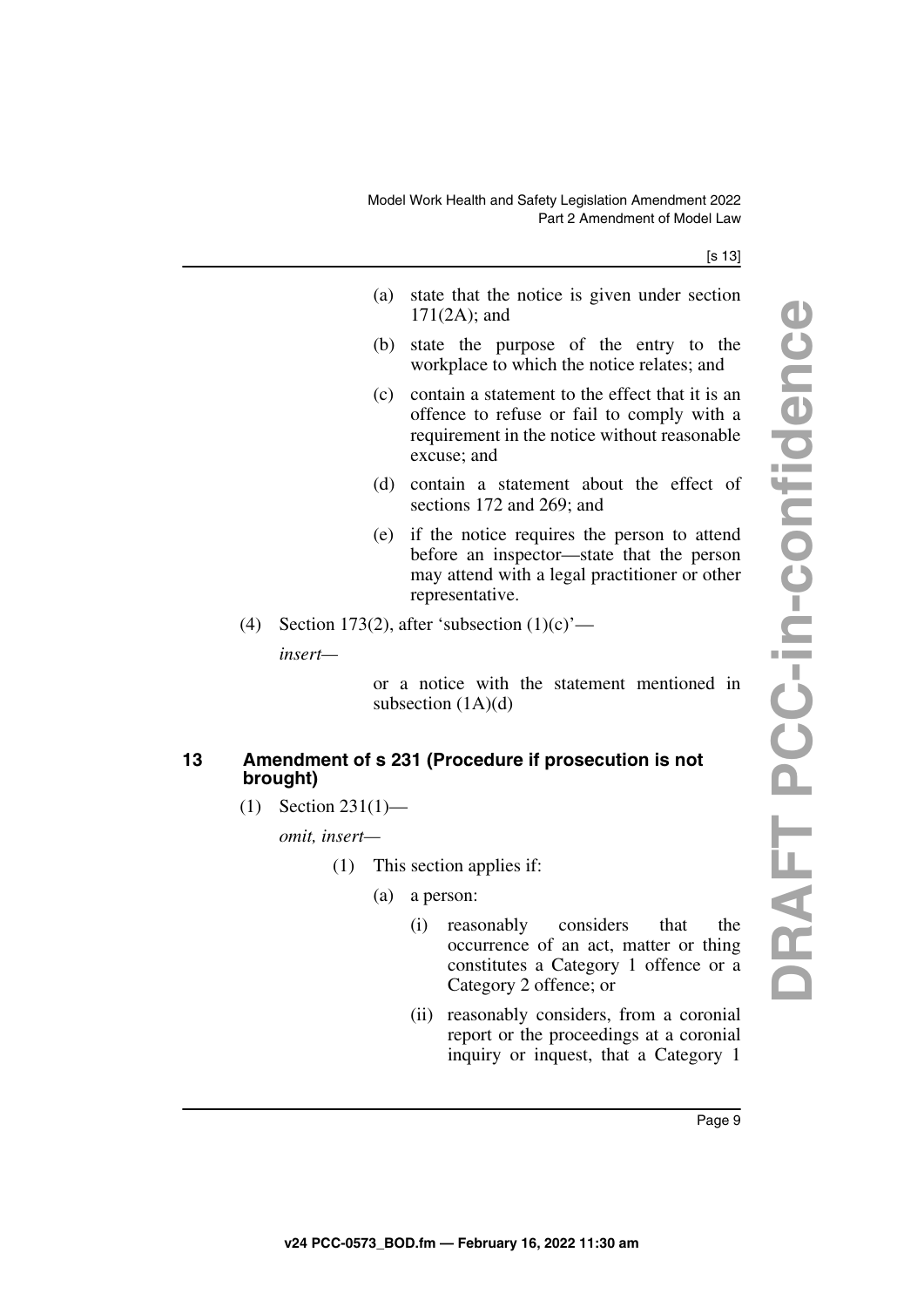(a) state that the notice is given under section 171(2A); and

(b) state the purpose of the entry to the workplace to which the notice relates; and

(c) contain a statement to the effect that it is an offence to refuse or fail to comply with a requirement in the notice without reasonable excuse; and

(d) contain a statement about the effect of sections 172 and 269; and

(e) if the notice requires the person to attend before an inspector—state that the person may attend with a legal practitioner or other representative.

(4) Section 173(2), after 'subsection (1)(c)'—

*insert—*

or a notice with the statement mentioned in subsection (1A)(d)

### 13 Amendment of s 231 (Procedure if prosecution is not brought)

(1) Section 231(1)—

*omit, insert—*

(1) This section applies if:

(a) a person:

(i) reasonably considers that the occurrence of an act, matter or thing constitutes a Category 1 offence or a Category 2 offence; or

(ii) reasonably considers, from a coronial report or the proceedings at a coronial inquiry or inquest, that a Category 1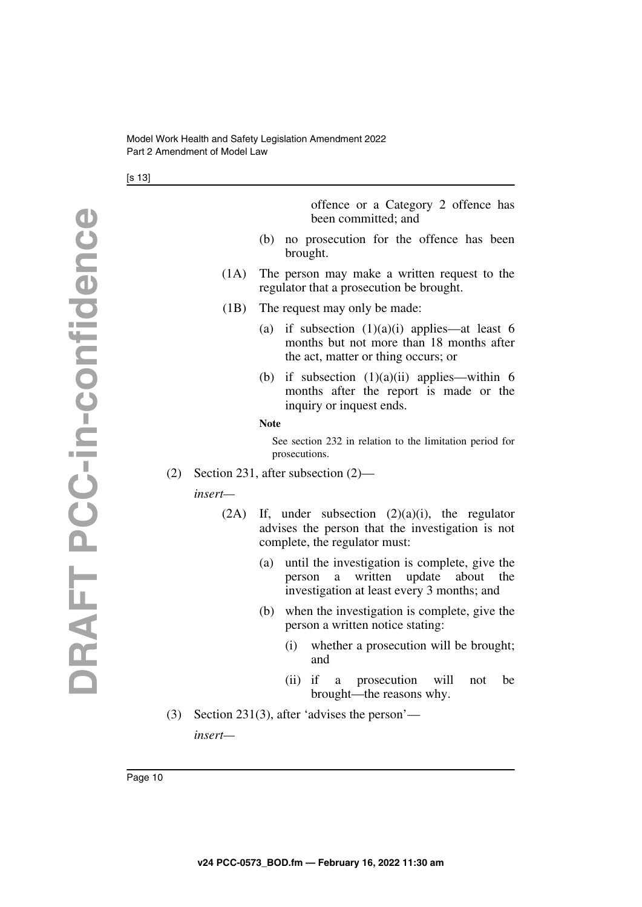offence or a Category 2 offence has been committed; and

(b) no prosecution for the offence has been brought.

(1A) The person may make a written request to the regulator that a prosecution be brought.

(1B) The request may only be made:

(a) if subsection (1)(a)(i) applies—at least 6 months but not more than 18 months after the act, matter or thing occurs; or

(b) if subsection (1)(a)(ii) applies—within 6 months after the report is made or the inquiry or inquest ends.

**Note**

See section 232 in relation to the limitation period for prosecutions.

(2) Section 231, after subsection (2)—

*insert*—

(2A) If, under subsection (2)(a)(i), the regulator advises the person that the investigation is not complete, the regulator must:

(a) until the investigation is complete, give the person a written update about the investigation at least every 3 months; and

(b) when the investigation is complete, give the person a written notice stating:

(i) whether a prosecution will be brought; and

(ii) if a prosecution will not be brought—the reasons why.

(3) Section 231(3), after 'advises the person'—

*insert*—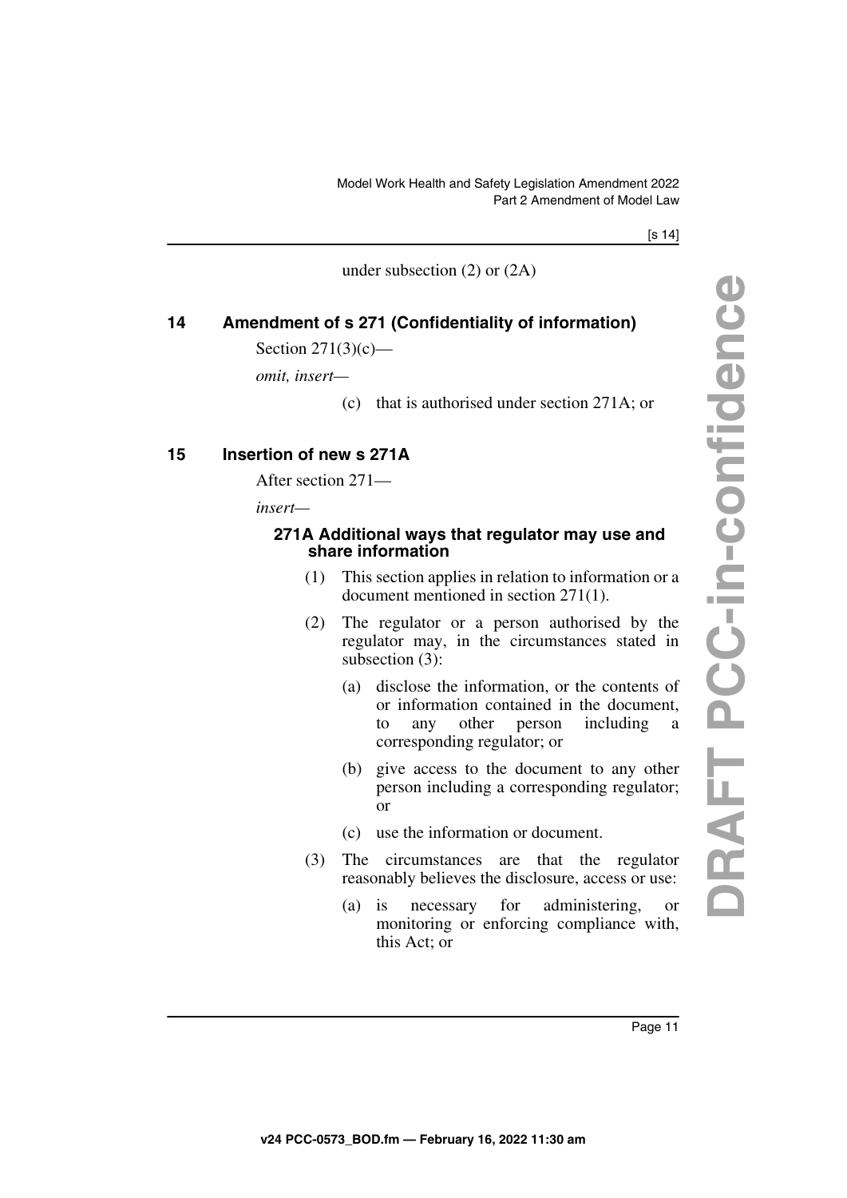under subsection (2) or (2A)

## 14 Amendment of s 271 (Confidentiality of information)

Section 271(3)(c)—

*omit, insert—*

(c) that is authorised under section 271A; or

## 15 Insertion of new s 271A

After section 271—

*insert—*

### 271A Additional ways that regulator may use and share information

(1) This section applies in relation to information or a document mentioned in section 271(1).

(2) The regulator or a person authorised by the regulator may, in the circumstances stated in subsection (3):

(a) disclose the information, or the contents of or information contained in the document, to any other person including a corresponding regulator; or

(b) give access to the document to any other person including a corresponding regulator; or

(c) use the information or document.

(3) The circumstances are that the regulator reasonably believes the disclosure, access or use:

(a) is necessary for administering, or monitoring or enforcing compliance with, this Act; or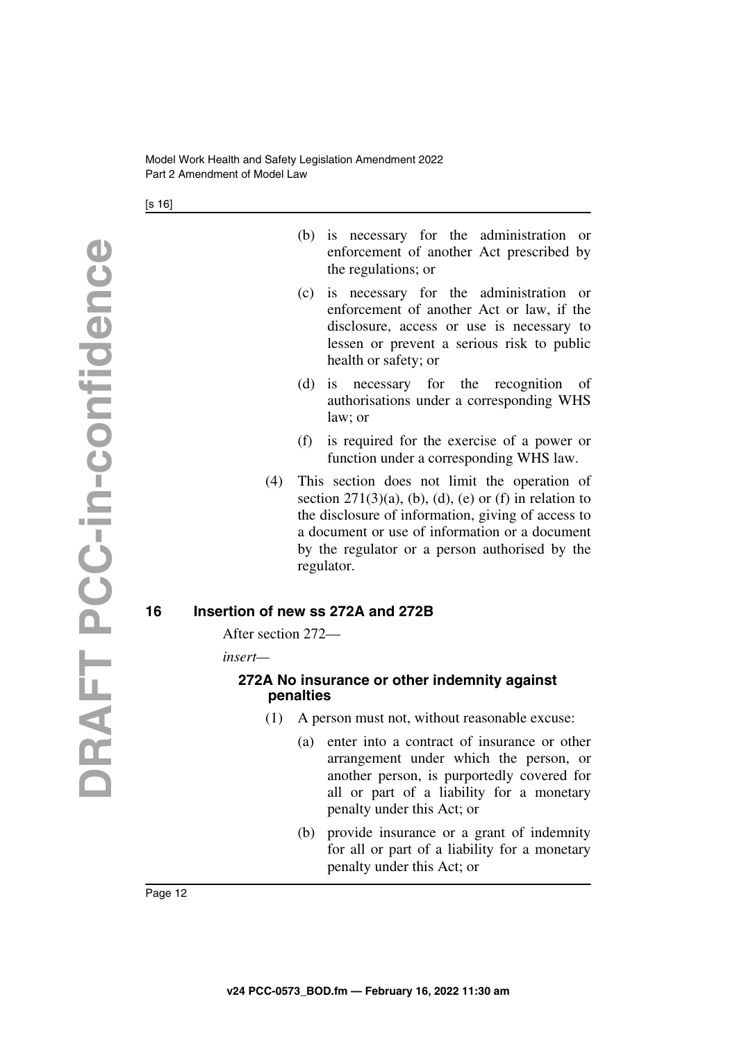(b) is necessary for the administration or enforcement of another Act prescribed by the regulations; or

(c) is necessary for the administration or enforcement of another Act or law, if the disclosure, access or use is necessary to lessen or prevent a serious risk to public health or safety; or

(d) is necessary for the recognition of authorisations under a corresponding WHS law; or

(f) is required for the exercise of a power or function under a corresponding WHS law.

(4) This section does not limit the operation of section 271(3)(a), (b), (d), (e) or (f) in relation to the disclosure of information, giving of access to a document or use of information or a document by the regulator or a person authorised by the regulator.

## 16 Insertion of new ss 272A and 272B

After section 272—

*insert—*

### 272A No insurance or other indemnity against penalties

(1) A person must not, without reasonable excuse:

(a) enter into a contract of insurance or other arrangement under which the person, or another person, is purportedly covered for all or part of a liability for a monetary penalty under this Act; or

(b) provide insurance or a grant of indemnity for all or part of a liability for a monetary penalty under this Act; or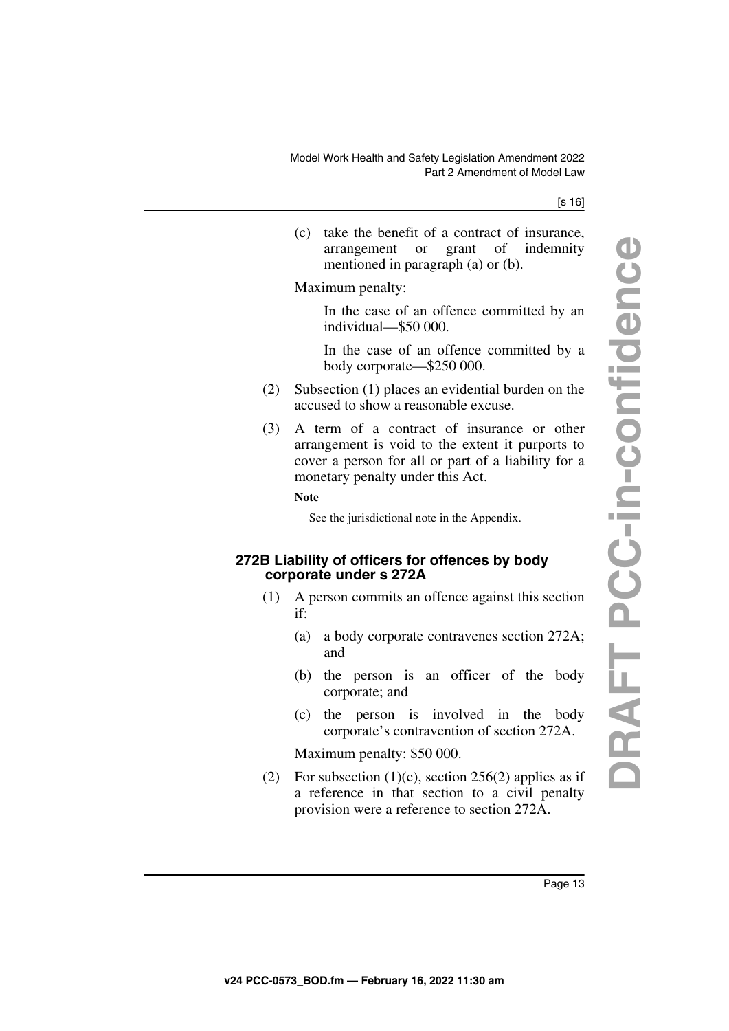(c) take the benefit of a contract of insurance, arrangement or grant of indemnity mentioned in paragraph (a) or (b).

Maximum penalty:

In the case of an offence committed by an individual—$50 000.

In the case of an offence committed by a body corporate—$250 000.

(2) Subsection (1) places an evidential burden on the accused to show a reasonable excuse.

(3) A term of a contract of insurance or other arrangement is void to the extent it purports to cover a person for all or part of a liability for a monetary penalty under this Act.

**Note**

See the jurisdictional note in the Appendix.

### 272B Liability of officers for offences by body corporate under s 272A

(1) A person commits an offence against this section if:

(a) a body corporate contravenes section 272A; and

(b) the person is an officer of the body corporate; and

(c) the person is involved in the body corporate's contravention of section 272A.

Maximum penalty: $50 000.

(2) For subsection (1)(c), section 256(2) applies as if a reference in that section to a civil penalty provision were a reference to section 272A.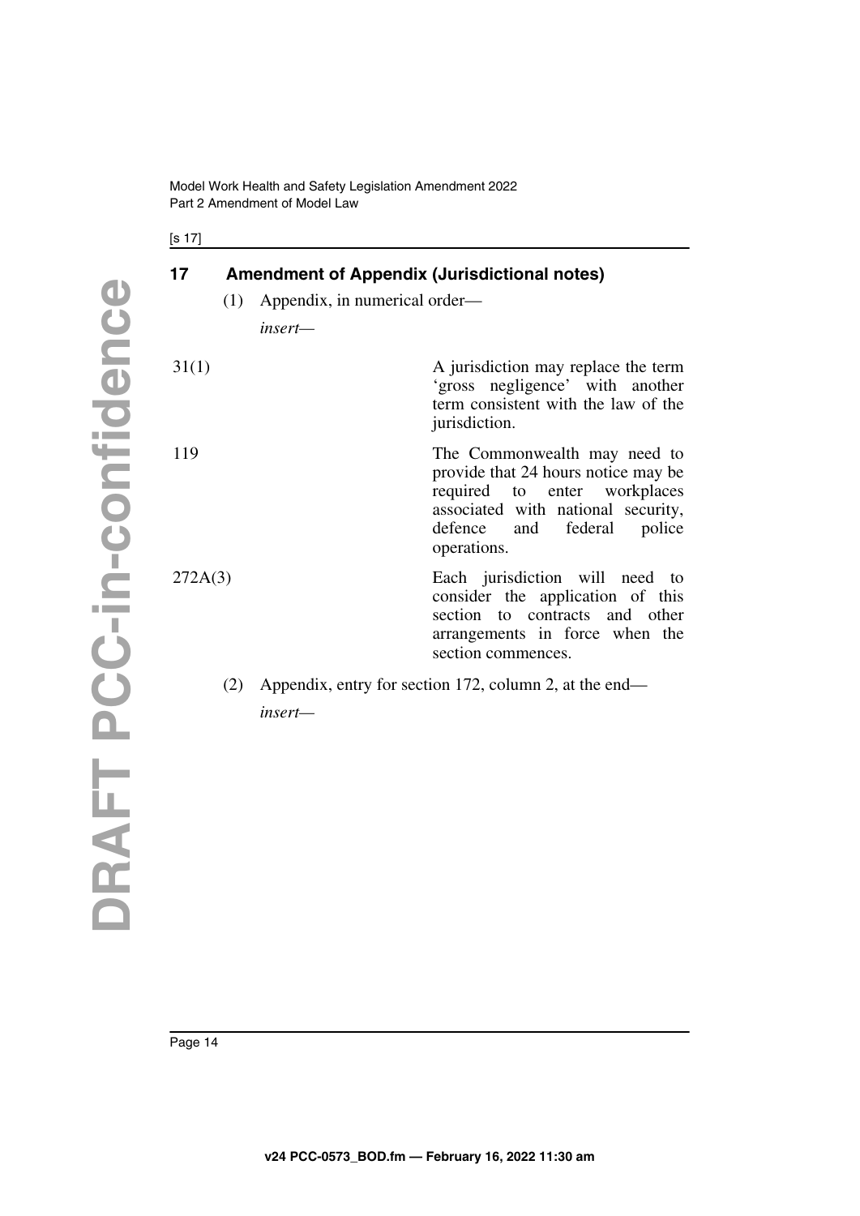## 17 Amendment of Appendix (Jurisdictional notes)

(1) Appendix, in numerical order—

*insert*—

| | |
|---|---|
| 31(1) | A jurisdiction may replace the term 'gross negligence' with another term consistent with the law of the jurisdiction. |
| 119 | The Commonwealth may need to provide that 24 hours notice may be required to enter workplaces associated with national security, defence and federal police operations. |
| 272A(3) | Each jurisdiction will need to consider the application of this section to contracts and other arrangements in force when the section commences. |

(2) Appendix, entry for section 172, column 2, at the end—

*insert*—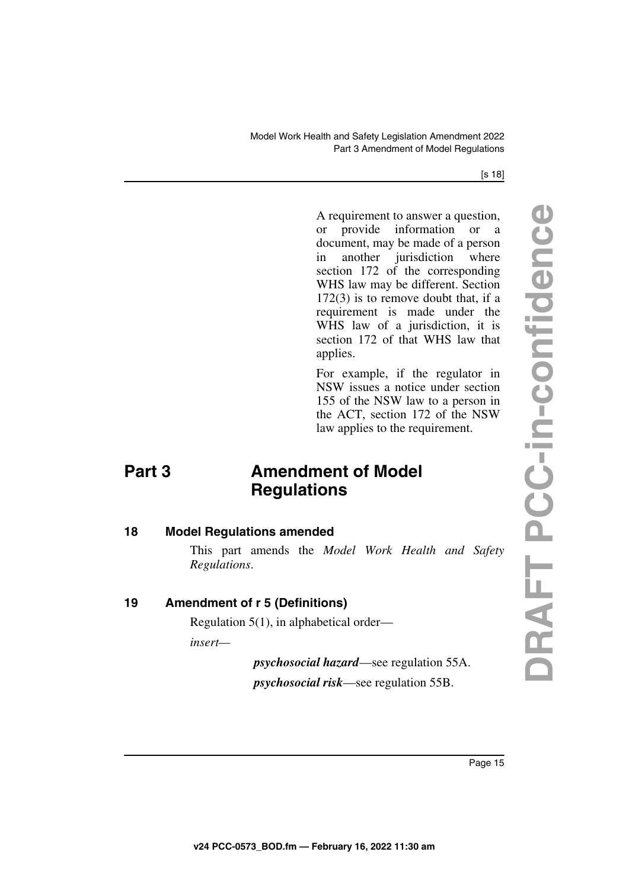A requirement to answer a question, or provide information or a document, may be made of a person in another jurisdiction where section 172 of the corresponding WHS law may be different. Section 172(3) is to remove doubt that, if a requirement is made under the WHS law of a jurisdiction, it is section 172 of that WHS law that applies.

For example, if the regulator in NSW issues a notice under section 155 of the NSW law to a person in the ACT, section 172 of the NSW law applies to the requirement.

# Part 3 Amendment of Model Regulations

### 18 Model Regulations amended

This part amends the *Model Work Health and Safety Regulations*.

### 19 Amendment of r 5 (Definitions)

Regulation 5(1), in alphabetical order—

*insert—*

> ***psychosocial hazard***—see regulation 55A.
>
> ***psychosocial risk***—see regulation 55B.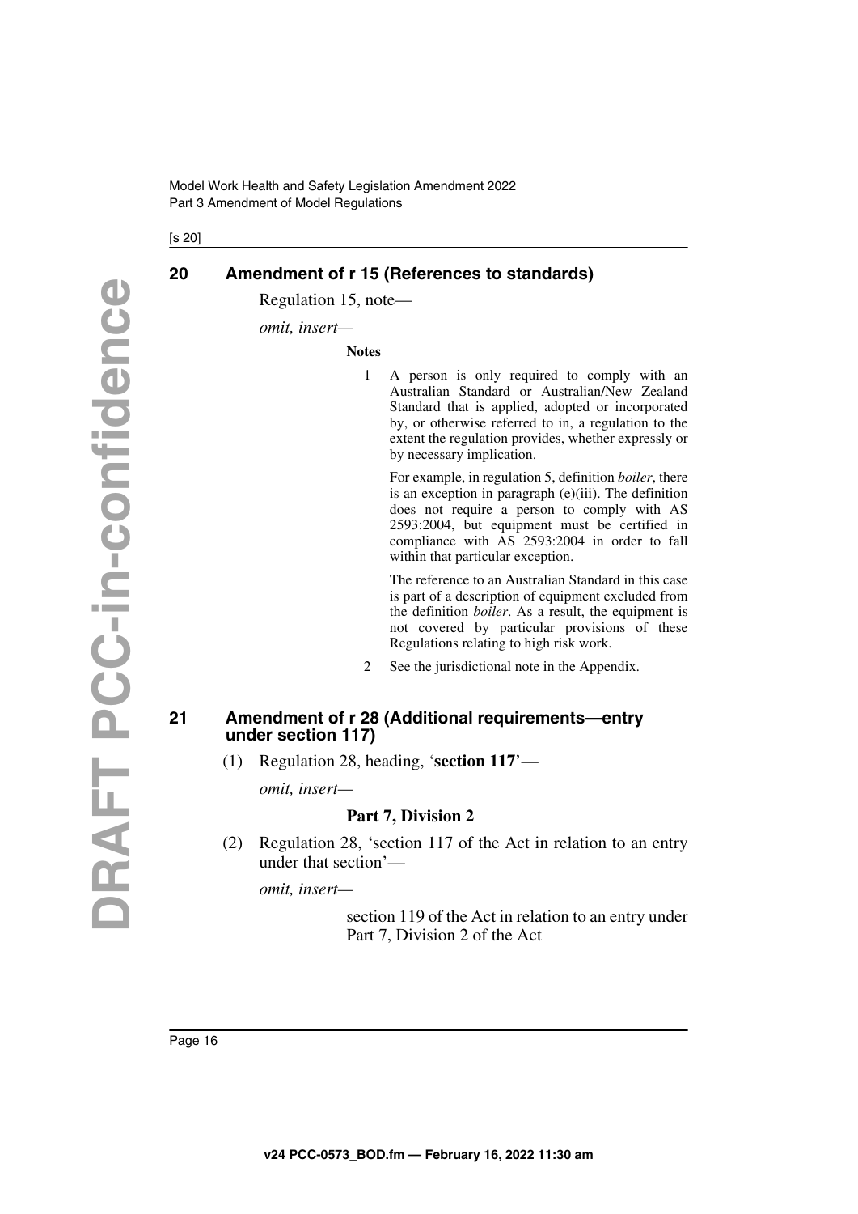## 20 Amendment of r 15 (References to standards)

Regulation 15, note—

*omit, insert—*

**Notes**

1 A person is only required to comply with an Australian Standard or Australian/New Zealand Standard that is applied, adopted or incorporated by, or otherwise referred to in, a regulation to the extent the regulation provides, whether expressly or by necessary implication.

For example, in regulation 5, definition *boiler*, there is an exception in paragraph (e)(iii). The definition does not require a person to comply with AS 2593:2004, but equipment must be certified in compliance with AS 2593:2004 in order to fall within that particular exception.

The reference to an Australian Standard in this case is part of a description of equipment excluded from the definition *boiler*. As a result, the equipment is not covered by particular provisions of these Regulations relating to high risk work.

2 See the jurisdictional note in the Appendix.

## 21 Amendment of r 28 (Additional requirements—entry under section 117)

(1) Regulation 28, heading, '**section 117**'—

*omit, insert—*

**Part 7, Division 2**

(2) Regulation 28, 'section 117 of the Act in relation to an entry under that section'—

*omit, insert—*

section 119 of the Act in relation to an entry under Part 7, Division 2 of the Act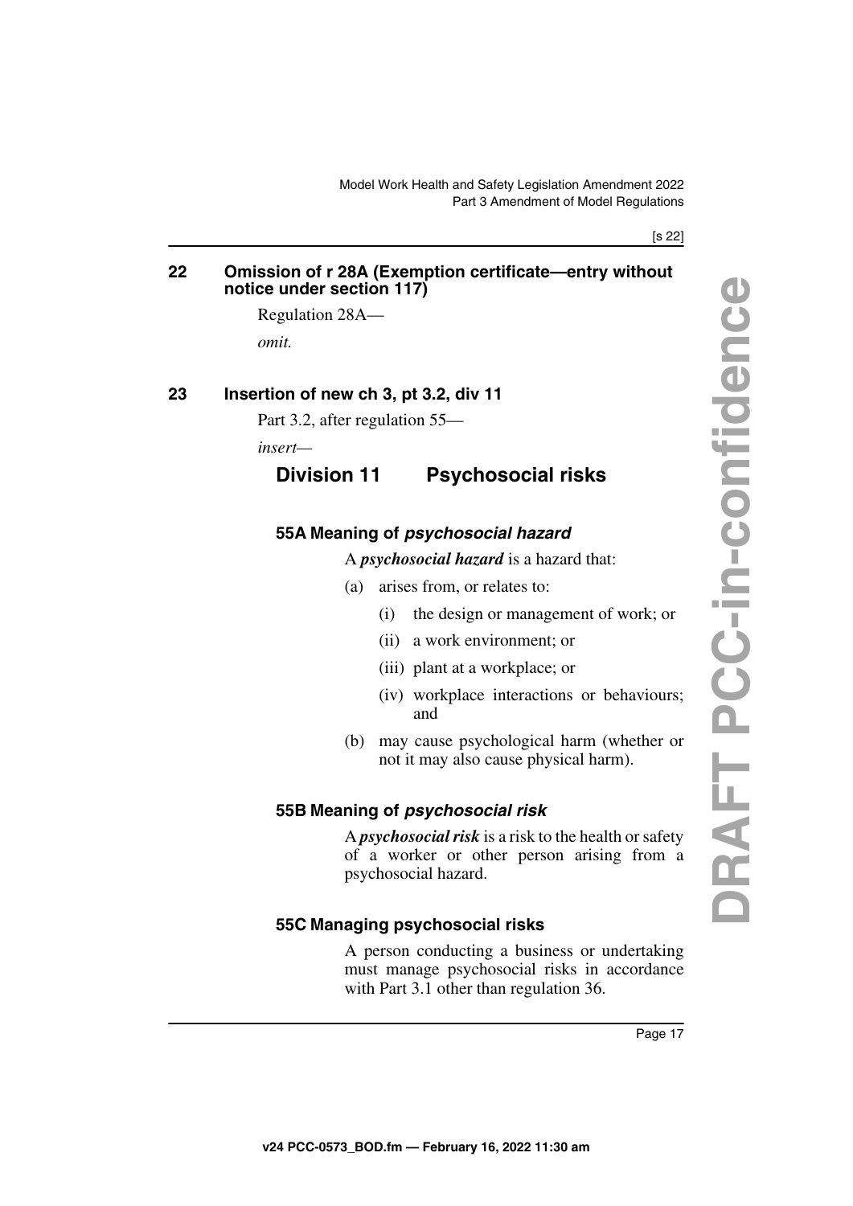## 22 Omission of r 28A (Exemption certificate—entry without notice under section 117)

Regulation 28A—

*omit.*

## 23 Insertion of new ch 3, pt 3.2, div 11

Part 3.2, after regulation 55—

*insert*—

# Division 11 Psychosocial risks

### 55A Meaning of *psychosocial hazard*

A ***psychosocial hazard*** is a hazard that:

(a) arises from, or relates to:

(i) the design or management of work; or

(ii) a work environment; or

(iii) plant at a workplace; or

(iv) workplace interactions or behaviours; and

(b) may cause psychological harm (whether or not it may also cause physical harm).

### 55B Meaning of *psychosocial risk*

A ***psychosocial risk*** is a risk to the health or safety of a worker or other person arising from a psychosocial hazard.

### 55C Managing psychosocial risks

A person conducting a business or undertaking must manage psychosocial risks in accordance with Part 3.1 other than regulation 36.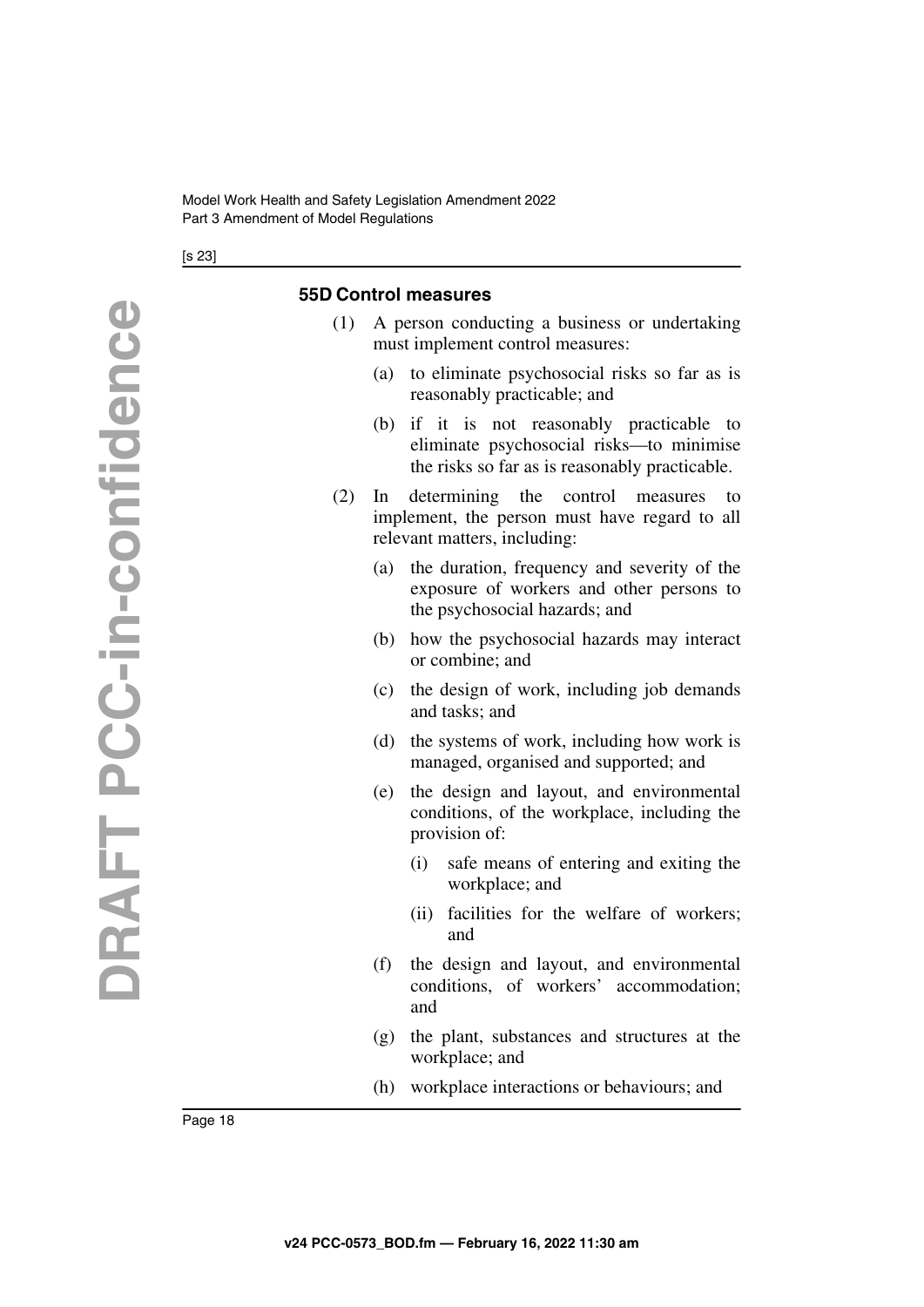### 55D Control measures

(1) A person conducting a business or undertaking must implement control measures:

(a) to eliminate psychosocial risks so far as is reasonably practicable; and

(b) if it is not reasonably practicable to eliminate psychosocial risks—to minimise the risks so far as is reasonably practicable.

(2) In determining the control measures to implement, the person must have regard to all relevant matters, including:

(a) the duration, frequency and severity of the exposure of workers and other persons to the psychosocial hazards; and

(b) how the psychosocial hazards may interact or combine; and

(c) the design of work, including job demands and tasks; and

(d) the systems of work, including how work is managed, organised and supported; and

(e) the design and layout, and environmental conditions, of the workplace, including the provision of:

(i) safe means of entering and exiting the workplace; and

(ii) facilities for the welfare of workers; and

(f) the design and layout, and environmental conditions, of workers' accommodation; and

(g) the plant, substances and structures at the workplace; and

(h) workplace interactions or behaviours; and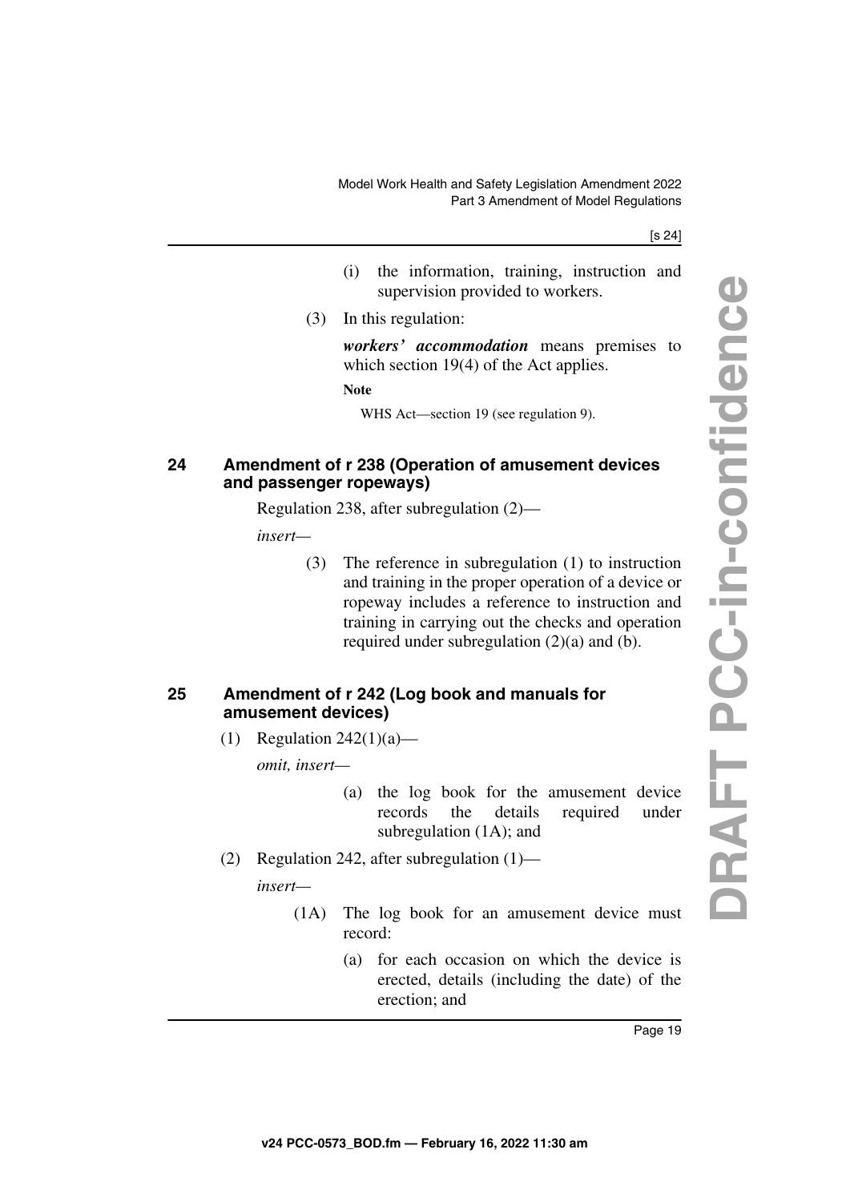(i) the information, training, instruction and supervision provided to workers.

(3) In this regulation:

***workers' accommodation*** means premises to which section 19(4) of the Act applies.

**Note**

WHS Act—section 19 (see regulation 9).

## 24 Amendment of r 238 (Operation of amusement devices and passenger ropeways)

Regulation 238, after subregulation (2)—

*insert—*

(3) The reference in subregulation (1) to instruction and training in the proper operation of a device or ropeway includes a reference to instruction and training in carrying out the checks and operation required under subregulation (2)(a) and (b).

## 25 Amendment of r 242 (Log book and manuals for amusement devices)

(1) Regulation 242(1)(a)—

*omit, insert—*

(a) the log book for the amusement device records the details required under subregulation (1A); and

(2) Regulation 242, after subregulation (1)—

*insert—*

(1A) The log book for an amusement device must record:

(a) for each occasion on which the device is erected, details (including the date) of the erection; and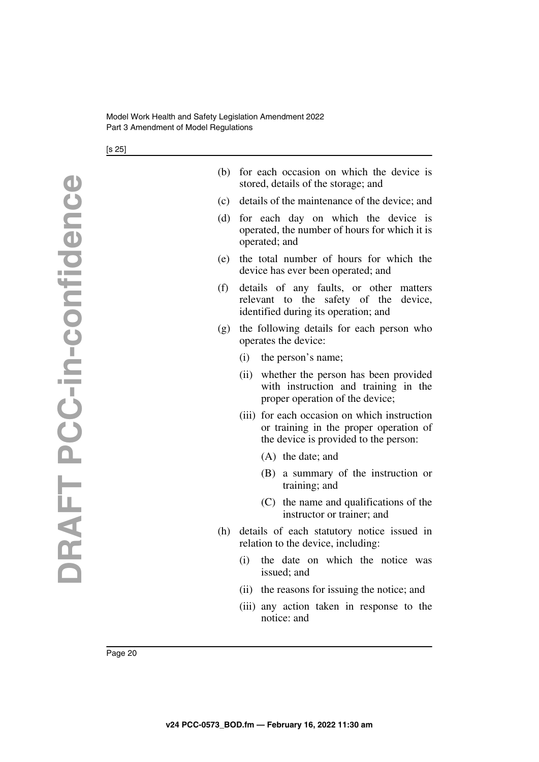(b) for each occasion on which the device is stored, details of the storage; and

(c) details of the maintenance of the device; and

(d) for each day on which the device is operated, the number of hours for which it is operated; and

(e) the total number of hours for which the device has ever been operated; and

(f) details of any faults, or other matters relevant to the safety of the device, identified during its operation; and

(g) the following details for each person who operates the device:

  (i) the person's name;

  (ii) whether the person has been provided with instruction and training in the proper operation of the device;

  (iii) for each occasion on which instruction or training in the proper operation of the device is provided to the person:

    (A) the date; and

    (B) a summary of the instruction or training; and

    (C) the name and qualifications of the instructor or trainer; and

(h) details of each statutory notice issued in relation to the device, including:

  (i) the date on which the notice was issued; and

  (ii) the reasons for issuing the notice; and

  (iii) any action taken in response to the notice: and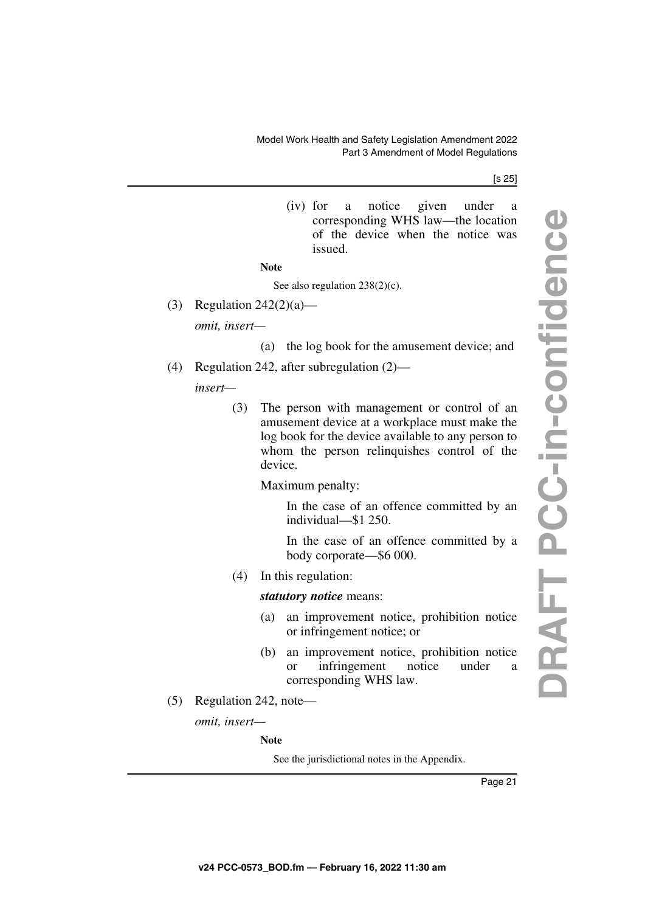(iv) for a notice given under a corresponding WHS law—the location of the device when the notice was issued.

**Note**

See also regulation 238(2)(c).

(3) Regulation 242(2)(a)—

*omit, insert—*

(a) the log book for the amusement device; and

(4) Regulation 242, after subregulation (2)—

*insert—*

(3) The person with management or control of an amusement device at a workplace must make the log book for the device available to any person to whom the person relinquishes control of the device.

Maximum penalty:

In the case of an offence committed by an individual—$1 250.

In the case of an offence committed by a body corporate—$6 000.

(4) In this regulation:

***statutory notice*** means:

(a) an improvement notice, prohibition notice or infringement notice; or

(b) an improvement notice, prohibition notice or infringement notice under a corresponding WHS law.

(5) Regulation 242, note—

*omit, insert—*

**Note**

See the jurisdictional notes in the Appendix.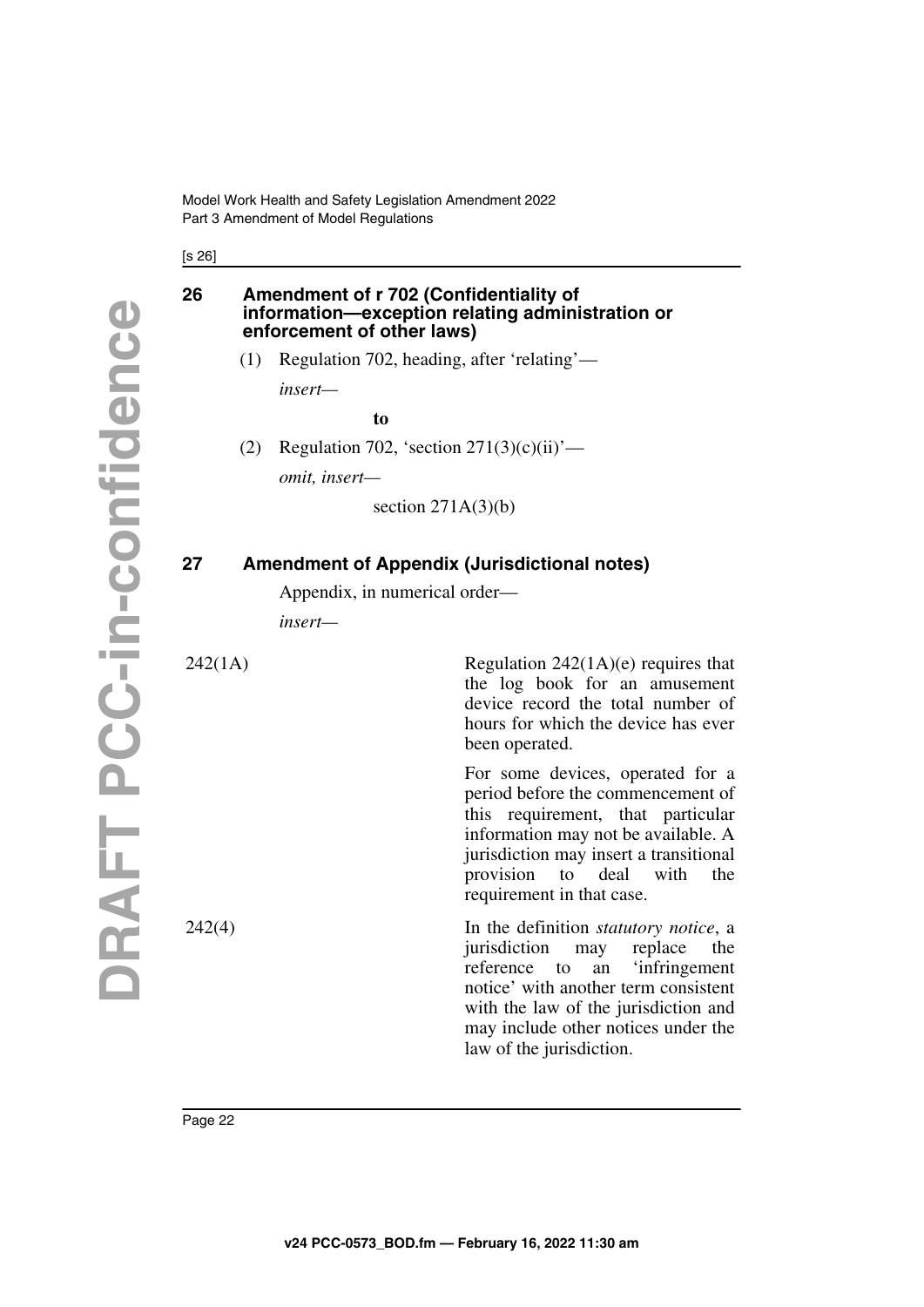## 26 Amendment of r 702 (Confidentiality of information—exception relating administration or enforcement of other laws)

(1) Regulation 702, heading, after 'relating'—

*insert*—

**to**

(2) Regulation 702, 'section 271(3)(c)(ii)'—

*omit, insert*—

section 271A(3)(b)

## 27 Amendment of Appendix (Jurisdictional notes)

Appendix, in numerical order—

*insert*—

| | |
|---|---|
| 242(1A) | Regulation 242(1A)(e) requires that the log book for an amusement device record the total number of hours for which the device has ever been operated.<br><br>For some devices, operated for a period before the commencement of this requirement, that particular information may not be available. A jurisdiction may insert a transitional provision to deal with the requirement in that case. |
| 242(4) | In the definition *statutory notice*, a jurisdiction may replace the reference to an 'infringement notice' with another term consistent with the law of the jurisdiction and may include other notices under the law of the jurisdiction. |